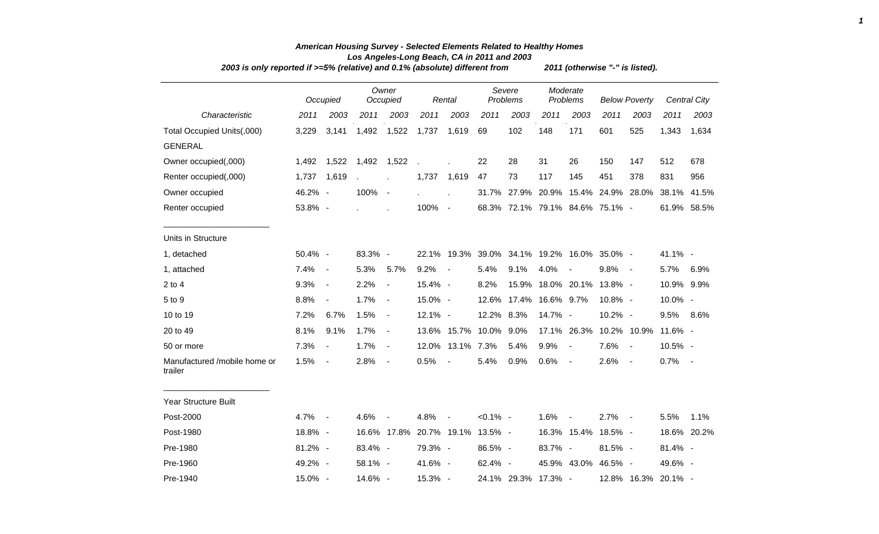# American Housing Survey - Selected Elements Related to Healthy Homes

## Los Angeles-Long Beach, CA in 2011 and 2003

*2003 is only reported if >=5% (relative) and 0.1% (absolute) different from 2011 (otherwise "-" is listed).*

| | Occupied | | Owner Occupied | | Rental | | Severe Problems | | Moderate Problems | | Below Poverty | | Central City | |
|---|---|---|---|---|---|---|---|---|---|---|---|---|---|---|
| *Characteristic* | *2011* | *2003* | *2011* | *2003* | *2011* | *2003* | *2011* | *2003* | *2011* | *2003* | *2011* | *2003* | *2011* | *2003* |
| Total Occupied Units(,000) | 3,229 | 3,141 | 1,492 | 1,522 | 1,737 | 1,619 | 69 | 102 | 148 | 171 | 601 | 525 | 1,343 | 1,634 |
| GENERAL | | | | | | | | | | | | | | |
| Owner occupied(,000) | 1,492 | 1,522 | 1,492 | 1,522 | . | . | 22 | 28 | 31 | 26 | 150 | 147 | 512 | 678 |
| Renter occupied(,000) | 1,737 | 1,619 | . | . | 1,737 | 1,619 | 47 | 73 | 117 | 145 | 451 | 378 | 831 | 956 |
| Owner occupied | 46.2% | - | 100% | - | . | . | 31.7% | 27.9% | 20.9% | 15.4% | 24.9% | 28.0% | 38.1% | 41.5% |
| Renter occupied | 53.8% | - | . | . | 100% | - | 68.3% | 72.1% | 79.1% | 84.6% | 75.1% | - | 61.9% | 58.5% |
| Units in Structure | | | | | | | | | | | | | | |
| 1, detached | 50.4% | - | 83.3% | - | 22.1% | 19.3% | 39.0% | 34.1% | 19.2% | 16.0% | 35.0% | - | 41.1% | - |
| 1, attached | 7.4% | - | 5.3% | 5.7% | 9.2% | - | 5.4% | 9.1% | 4.0% | - | 9.8% | - | 5.7% | 6.9% |
| 2 to 4 | 9.3% | - | 2.2% | - | 15.4% | - | 8.2% | 15.9% | 18.0% | 20.1% | 13.8% | - | 10.9% | 9.9% |
| 5 to 9 | 8.8% | - | 1.7% | - | 15.0% | - | 12.6% | 17.4% | 16.6% | 9.7% | 10.8% | - | 10.0% | - |
| 10 to 19 | 7.2% | 6.7% | 1.5% | - | 12.1% | - | 12.2% | 8.3% | 14.7% | - | 10.2% | - | 9.5% | 8.6% |
| 20 to 49 | 8.1% | 9.1% | 1.7% | - | 13.6% | 15.7% | 10.0% | 9.0% | 17.1% | 26.3% | 10.2% | 10.9% | 11.6% | - |
| 50 or more | 7.3% | - | 1.7% | - | 12.0% | 13.1% | 7.3% | 5.4% | 9.9% | - | 7.6% | - | 10.5% | - |
| Manufactured /mobile home or trailer | 1.5% | - | 2.8% | - | 0.5% | - | 5.4% | 0.9% | 0.6% | - | 2.6% | - | 0.7% | - |
| Year Structure Built | | | | | | | | | | | | | | |
| Post-2000 | 4.7% | - | 4.6% | - | 4.8% | - | <0.1% | - | 1.6% | - | 2.7% | - | 5.5% | 1.1% |
| Post-1980 | 18.8% | - | 16.6% | 17.8% | 20.7% | 19.1% | 13.5% | - | 16.3% | 15.4% | 18.5% | - | 18.6% | 20.2% |
| Pre-1980 | 81.2% | - | 83.4% | - | 79.3% | - | 86.5% | - | 83.7% | - | 81.5% | - | 81.4% | - |
| Pre-1960 | 49.2% | - | 58.1% | - | 41.6% | - | 62.4% | - | 45.9% | 43.0% | 46.5% | - | 49.6% | - |
| Pre-1940 | 15.0% | - | 14.6% | - | 15.3% | - | 24.1% | 29.3% | 17.3% | - | 12.8% | 16.3% | 20.1% | - |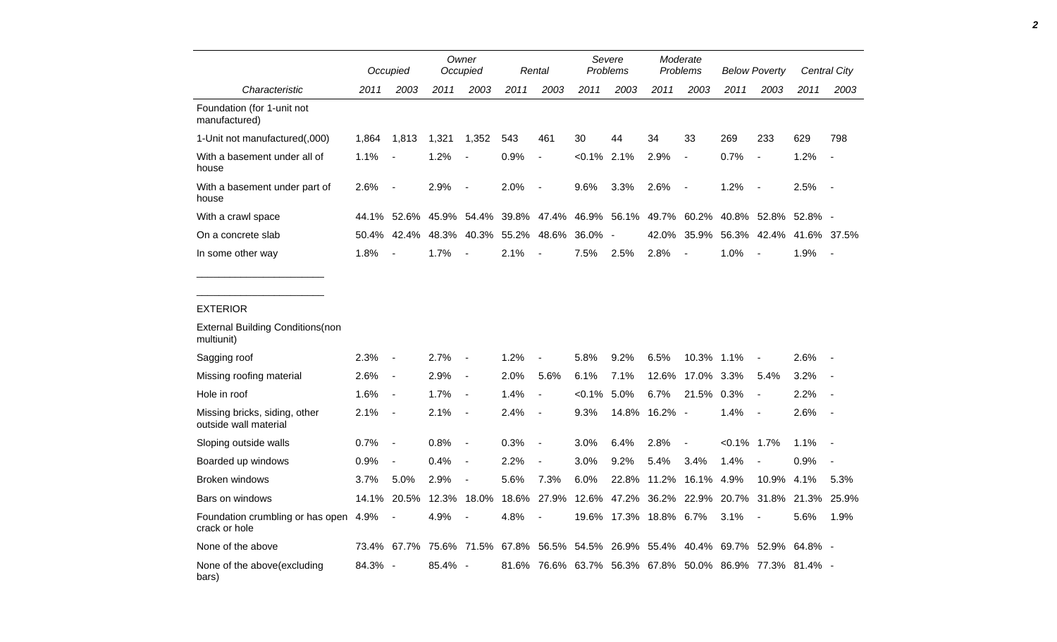| | Occupied | | Owner Occupied | | Rental | | Severe Problems | | Moderate Problems | | Below Poverty | | Central City | |
|---|---|---|---|---|---|---|---|---|---|---|---|---|---|---|
| Characteristic | 2011 | 2003 | 2011 | 2003 | 2011 | 2003 | 2011 | 2003 | 2011 | 2003 | 2011 | 2003 | 2011 | 2003 |
| Foundation (for 1-unit not manufactured) | | | | | | | | | | | | | | |
| 1-Unit not manufactured(,000) | 1,864 | 1,813 | 1,321 | 1,352 | 543 | 461 | 30 | 44 | 34 | 33 | 269 | 233 | 629 | 798 |
| With a basement under all of house | 1.1% | - | 1.2% | - | 0.9% | - | <0.1% | 2.1% | 2.9% | - | 0.7% | - | 1.2% | - |
| With a basement under part of house | 2.6% | - | 2.9% | - | 2.0% | - | 9.6% | 3.3% | 2.6% | - | 1.2% | - | 2.5% | - |
| With a crawl space | 44.1% | 52.6% | 45.9% | 54.4% | 39.8% | 47.4% | 46.9% | 56.1% | 49.7% | 60.2% | 40.8% | 52.8% | 52.8% | - |
| On a concrete slab | 50.4% | 42.4% | 48.3% | 40.3% | 55.2% | 48.6% | 36.0% | - | 42.0% | 35.9% | 56.3% | 42.4% | 41.6% | 37.5% |
| In some other way | 1.8% | - | 1.7% | - | 2.1% | - | 7.5% | 2.5% | 2.8% | - | 1.0% | - | 1.9% | - |
| EXTERIOR | | | | | | | | | | | | | | |
| External Building Conditions(non multiunit) | | | | | | | | | | | | | | |
| Sagging roof | 2.3% | - | 2.7% | - | 1.2% | - | 5.8% | 9.2% | 6.5% | 10.3% | 1.1% | - | 2.6% | - |
| Missing roofing material | 2.6% | - | 2.9% | - | 2.0% | 5.6% | 6.1% | 7.1% | 12.6% | 17.0% | 3.3% | 5.4% | 3.2% | - |
| Hole in roof | 1.6% | - | 1.7% | - | 1.4% | - | <0.1% | 5.0% | 6.7% | 21.5% | 0.3% | - | 2.2% | - |
| Missing bricks, siding, other outside wall material | 2.1% | - | 2.1% | - | 2.4% | - | 9.3% | 14.8% | 16.2% | - | 1.4% | - | 2.6% | - |
| Sloping outside walls | 0.7% | - | 0.8% | - | 0.3% | - | 3.0% | 6.4% | 2.8% | - | <0.1% | 1.7% | 1.1% | - |
| Boarded up windows | 0.9% | - | 0.4% | - | 2.2% | - | 3.0% | 9.2% | 5.4% | 3.4% | 1.4% | - | 0.9% | - |
| Broken windows | 3.7% | 5.0% | 2.9% | - | 5.6% | 7.3% | 6.0% | 22.8% | 11.2% | 16.1% | 4.9% | 10.9% | 4.1% | 5.3% |
| Bars on windows | 14.1% | 20.5% | 12.3% | 18.0% | 18.6% | 27.9% | 12.6% | 47.2% | 36.2% | 22.9% | 20.7% | 31.8% | 21.3% | 25.9% |
| Foundation crumbling or has open crack or hole | 4.9% | - | 4.9% | - | 4.8% | - | 19.6% | 17.3% | 18.8% | 6.7% | 3.1% | - | 5.6% | 1.9% |
| None of the above | 73.4% | 67.7% | 75.6% | 71.5% | 67.8% | 56.5% | 54.5% | 26.9% | 55.4% | 40.4% | 69.7% | 52.9% | 64.8% | - |
| None of the above(excluding bars) | 84.3% | - | 85.4% | - | 81.6% | 76.6% | 63.7% | 56.3% | 67.8% | 50.0% | 86.9% | 77.3% | 81.4% | - |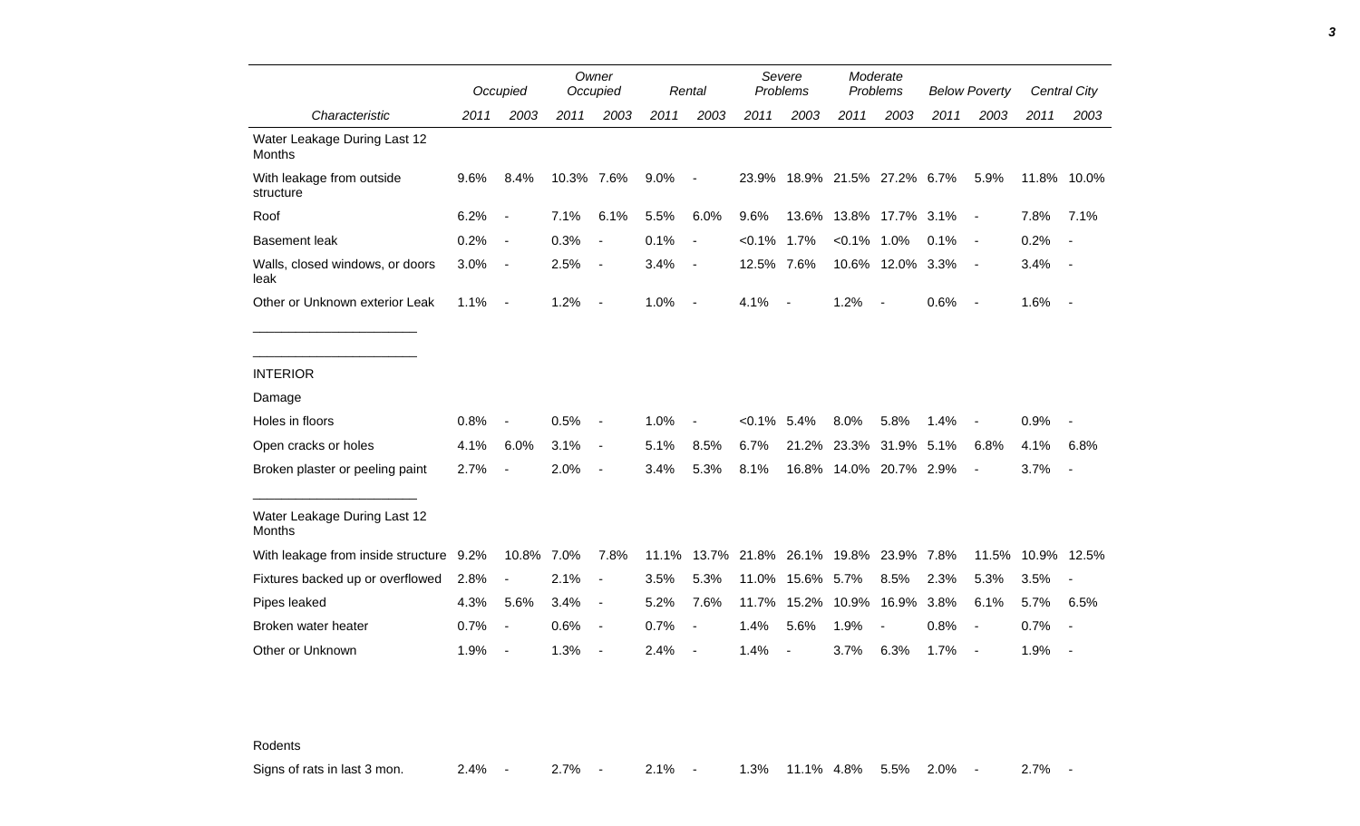| Characteristic | Occupied | | Owner Occupied | | Rental | | Severe Problems | | Moderate Problems | | Below Poverty | | Central City | |
|---|---|---|---|---|---|---|---|---|---|---|---|---|---|---|
| | 2011 | 2003 | 2011 | 2003 | 2011 | 2003 | 2011 | 2003 | 2011 | 2003 | 2011 | 2003 | 2011 | 2003 |
| Water Leakage During Last 12 Months | | | | | | | | | | | | | | |
| With leakage from outside structure | 9.6% | 8.4% | 10.3% | 7.6% | 9.0% | - | 23.9% | 18.9% | 21.5% | 27.2% | 6.7% | 5.9% | 11.8% | 10.0% |
| Roof | 6.2% | - | 7.1% | 6.1% | 5.5% | 6.0% | 9.6% | 13.6% | 13.8% | 17.7% | 3.1% | - | 7.8% | 7.1% |
| Basement leak | 0.2% | - | 0.3% | - | 0.1% | - | <0.1% | 1.7% | <0.1% | 1.0% | 0.1% | - | 0.2% | - |
| Walls, closed windows, or doors leak | 3.0% | - | 2.5% | - | 3.4% | - | 12.5% | 7.6% | 10.6% | 12.0% | 3.3% | - | 3.4% | - |
| Other or Unknown exterior Leak | 1.1% | - | 1.2% | - | 1.0% | - | 4.1% | - | 1.2% | - | 0.6% | - | 1.6% | - |
| INTERIOR | | | | | | | | | | | | | | |
| Damage | | | | | | | | | | | | | | |
| Holes in floors | 0.8% | - | 0.5% | - | 1.0% | - | <0.1% | 5.4% | 8.0% | 5.8% | 1.4% | - | 0.9% | - |
| Open cracks or holes | 4.1% | 6.0% | 3.1% | - | 5.1% | 8.5% | 6.7% | 21.2% | 23.3% | 31.9% | 5.1% | 6.8% | 4.1% | 6.8% |
| Broken plaster or peeling paint | 2.7% | - | 2.0% | - | 3.4% | 5.3% | 8.1% | 16.8% | 14.0% | 20.7% | 2.9% | - | 3.7% | - |
| Water Leakage During Last 12 Months | | | | | | | | | | | | | | |
| With leakage from inside structure | 9.2% | 10.8% | 7.0% | 7.8% | 11.1% | 13.7% | 21.8% | 26.1% | 19.8% | 23.9% | 7.8% | 11.5% | 10.9% | 12.5% |
| Fixtures backed up or overflowed | 2.8% | - | 2.1% | - | 3.5% | 5.3% | 11.0% | 15.6% | 5.7% | 8.5% | 2.3% | 5.3% | 3.5% | - |
| Pipes leaked | 4.3% | 5.6% | 3.4% | - | 5.2% | 7.6% | 11.7% | 15.2% | 10.9% | 16.9% | 3.8% | 6.1% | 5.7% | 6.5% |
| Broken water heater | 0.7% | - | 0.6% | - | 0.7% | - | 1.4% | 5.6% | 1.9% | - | 0.8% | - | 0.7% | - |
| Other or Unknown | 1.9% | - | 1.3% | - | 2.4% | - | 1.4% | - | 3.7% | 6.3% | 1.7% | - | 1.9% | - |
| Rodents | | | | | | | | | | | | | | |
| Signs of rats in last 3 mon. | 2.4% | - | 2.7% | - | 2.1% | - | 1.3% | 11.1% | 4.8% | 5.5% | 2.0% | - | 2.7% | - |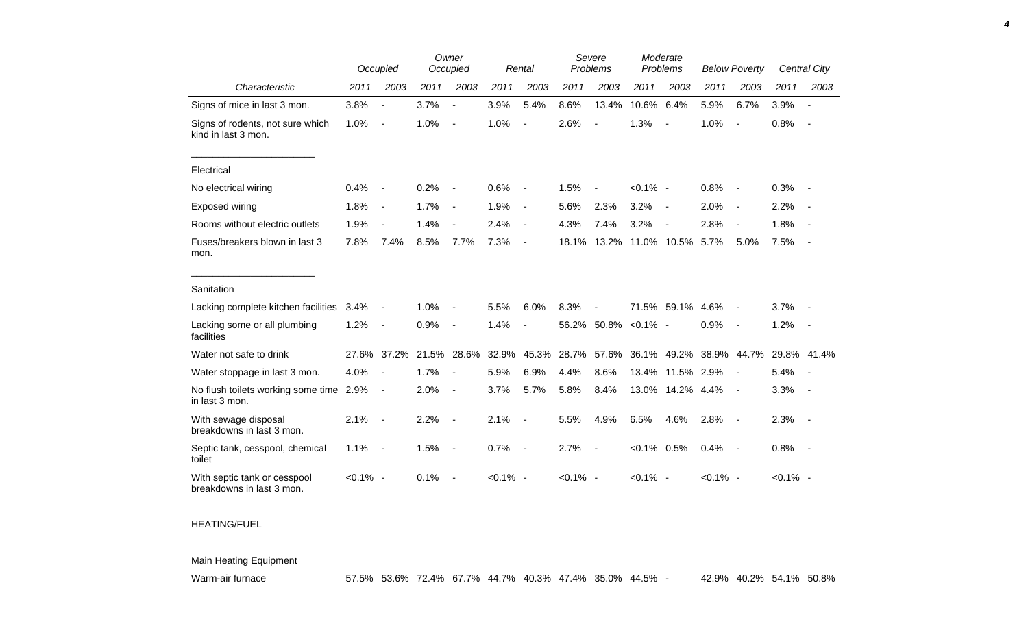| Characteristic | Occupied | | Owner Occupied | | Rental | | Severe Problems | | Moderate Problems | | Below Poverty | | Central City | |
|---|---|---|---|---|---|---|---|---|---|---|---|---|---|---|
| | 2011 | 2003 | 2011 | 2003 | 2011 | 2003 | 2011 | 2003 | 2011 | 2003 | 2011 | 2003 | 2011 | 2003 |
| Signs of mice in last 3 mon. | 3.8% | - | 3.7% | - | 3.9% | 5.4% | 8.6% | 13.4% | 10.6% | 6.4% | 5.9% | 6.7% | 3.9% | - |
| Signs of rodents, not sure which kind in last 3 mon. | 1.0% | - | 1.0% | - | 1.0% | - | 2.6% | - | 1.3% | - | 1.0% | - | 0.8% | - |
| Electrical | | | | | | | | | | | | | | |
| No electrical wiring | 0.4% | - | 0.2% | - | 0.6% | - | 1.5% | - | <0.1% | - | 0.8% | - | 0.3% | - |
| Exposed wiring | 1.8% | - | 1.7% | - | 1.9% | - | 5.6% | 2.3% | 3.2% | - | 2.0% | - | 2.2% | - |
| Rooms without electric outlets | 1.9% | - | 1.4% | - | 2.4% | - | 4.3% | 7.4% | 3.2% | - | 2.8% | - | 1.8% | - |
| Fuses/breakers blown in last 3 mon. | 7.8% | 7.4% | 8.5% | 7.7% | 7.3% | - | 18.1% | 13.2% | 11.0% | 10.5% | 5.7% | 5.0% | 7.5% | - |
| Sanitation | | | | | | | | | | | | | | |
| Lacking complete kitchen facilities | 3.4% | - | 1.0% | - | 5.5% | 6.0% | 8.3% | - | 71.5% | 59.1% | 4.6% | - | 3.7% | - |
| Lacking some or all plumbing facilities | 1.2% | - | 0.9% | - | 1.4% | - | 56.2% | 50.8% | <0.1% | - | 0.9% | - | 1.2% | - |
| Water not safe to drink | 27.6% | 37.2% | 21.5% | 28.6% | 32.9% | 45.3% | 28.7% | 57.6% | 36.1% | 49.2% | 38.9% | 44.7% | 29.8% | 41.4% |
| Water stoppage in last 3 mon. | 4.0% | - | 1.7% | - | 5.9% | 6.9% | 4.4% | 8.6% | 13.4% | 11.5% | 2.9% | - | 5.4% | - |
| No flush toilets working some time in last 3 mon. | 2.9% | - | 2.0% | - | 3.7% | 5.7% | 5.8% | 8.4% | 13.0% | 14.2% | 4.4% | - | 3.3% | - |
| With sewage disposal breakdowns in last 3 mon. | 2.1% | - | 2.2% | - | 2.1% | - | 5.5% | 4.9% | 6.5% | 4.6% | 2.8% | - | 2.3% | - |
| Septic tank, cesspool, chemical toilet | 1.1% | - | 1.5% | - | 0.7% | - | 2.7% | - | <0.1% | 0.5% | 0.4% | - | 0.8% | - |
| With septic tank or cesspool breakdowns in last 3 mon. | <0.1% | - | 0.1% | - | <0.1% | - | <0.1% | - | <0.1% | - | <0.1% | - | <0.1% | - |
| HEATING/FUEL | | | | | | | | | | | | | | |
| Main Heating Equipment | | | | | | | | | | | | | | |
| Warm-air furnace | 57.5% | 53.6% | 72.4% | 67.7% | 44.7% | 40.3% | 47.4% | 35.0% | 44.5% | - | 42.9% | 40.2% | 54.1% | 50.8% |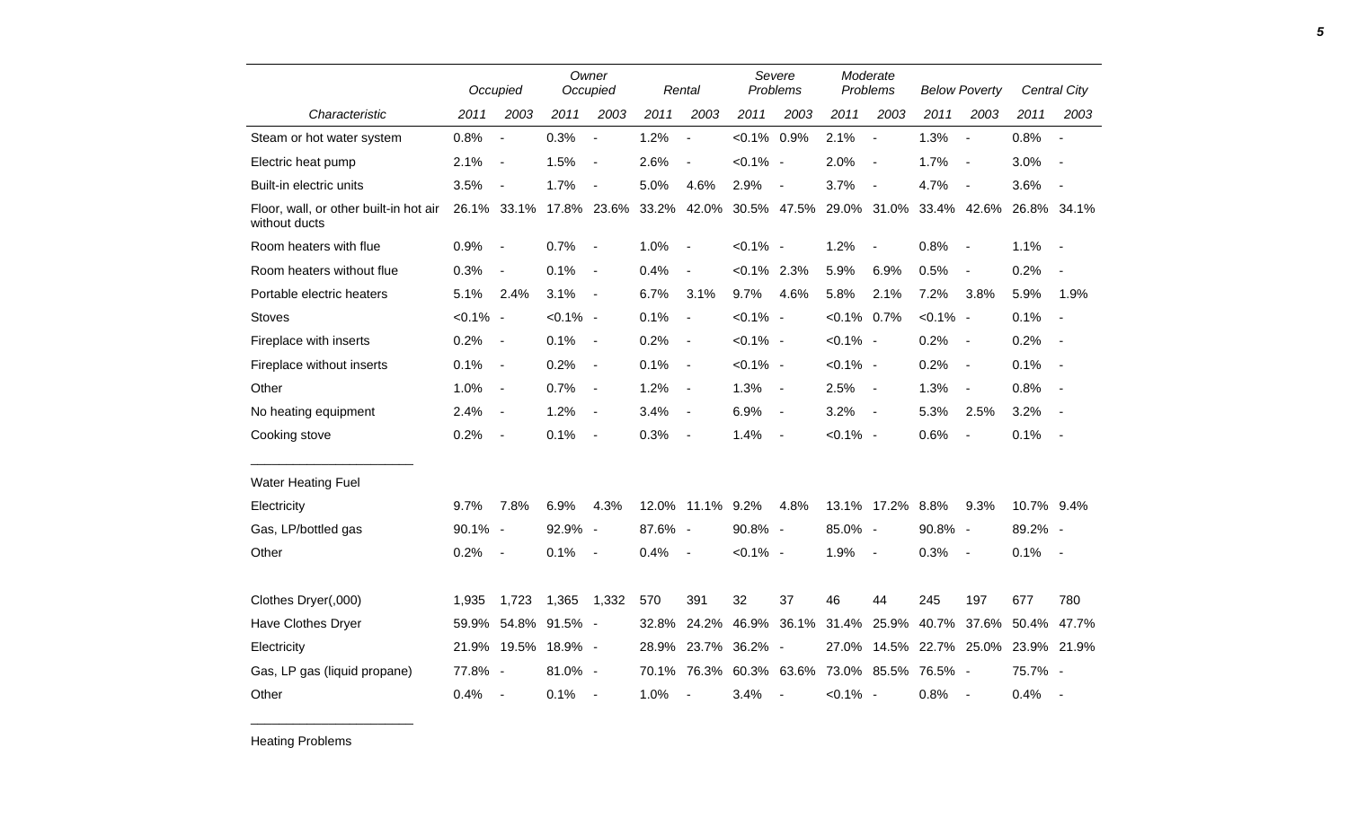| Characteristic | Occupied 2011 | Occupied 2003 | Owner Occupied 2011 | Owner Occupied 2003 | Rental 2011 | Rental 2003 | Severe Problems 2011 | Severe Problems 2003 | Moderate Problems 2011 | Moderate Problems 2003 | Below Poverty 2011 | Below Poverty 2003 | Central City 2011 | Central City 2003 |
|---|---|---|---|---|---|---|---|---|---|---|---|---|---|---|
| Steam or hot water system | 0.8% | - | 0.3% | - | 1.2% | - | <0.1% | 0.9% | 2.1% | - | 1.3% | - | 0.8% | - |
| Electric heat pump | 2.1% | - | 1.5% | - | 2.6% | - | <0.1% | - | 2.0% | - | 1.7% | - | 3.0% | - |
| Built-in electric units | 3.5% | - | 1.7% | - | 5.0% | 4.6% | 2.9% | - | 3.7% | - | 4.7% | - | 3.6% | - |
| Floor, wall, or other built-in hot air without ducts | 26.1% | 33.1% | 17.8% | 23.6% | 33.2% | 42.0% | 30.5% | 47.5% | 29.0% | 31.0% | 33.4% | 42.6% | 26.8% | 34.1% |
| Room heaters with flue | 0.9% | - | 0.7% | - | 1.0% | - | <0.1% | - | 1.2% | - | 0.8% | - | 1.1% | - |
| Room heaters without flue | 0.3% | - | 0.1% | - | 0.4% | - | <0.1% | 2.3% | 5.9% | 6.9% | 0.5% | - | 0.2% | - |
| Portable electric heaters | 5.1% | 2.4% | 3.1% | - | 6.7% | 3.1% | 9.7% | 4.6% | 5.8% | 2.1% | 7.2% | 3.8% | 5.9% | 1.9% |
| Stoves | <0.1% | - | <0.1% | - | 0.1% | - | <0.1% | - | <0.1% | 0.7% | <0.1% | - | 0.1% | - |
| Fireplace with inserts | 0.2% | - | 0.1% | - | 0.2% | - | <0.1% | - | <0.1% | - | 0.2% | - | 0.2% | - |
| Fireplace without inserts | 0.1% | - | 0.2% | - | 0.1% | - | <0.1% | - | <0.1% | - | 0.2% | - | 0.1% | - |
| Other | 1.0% | - | 0.7% | - | 1.2% | - | 1.3% | - | 2.5% | - | 1.3% | - | 0.8% | - |
| No heating equipment | 2.4% | - | 1.2% | - | 3.4% | - | 6.9% | - | 3.2% | - | 5.3% | 2.5% | 3.2% | - |
| Cooking stove | 0.2% | - | 0.1% | - | 0.3% | - | 1.4% | - | <0.1% | - | 0.6% | - | 0.1% | - |
| **Water Heating Fuel** | | | | | | | | | | | | | | |
| Electricity | 9.7% | 7.8% | 6.9% | 4.3% | 12.0% | 11.1% | 9.2% | 4.8% | 13.1% | 17.2% | 8.8% | 9.3% | 10.7% | 9.4% |
| Gas, LP/bottled gas | 90.1% | - | 92.9% | - | 87.6% | - | 90.8% | - | 85.0% | - | 90.8% | - | 89.2% | - |
| Other | 0.2% | - | 0.1% | - | 0.4% | - | <0.1% | - | 1.9% | - | 0.3% | - | 0.1% | - |
| Clothes Dryer(,000) | 1,935 | 1,723 | 1,365 | 1,332 | 570 | 391 | 32 | 37 | 46 | 44 | 245 | 197 | 677 | 780 |
| Have Clothes Dryer | 59.9% | 54.8% | 91.5% | - | 32.8% | 24.2% | 46.9% | 36.1% | 31.4% | 25.9% | 40.7% | 37.6% | 50.4% | 47.7% |
| Electricity | 21.9% | 19.5% | 18.9% | - | 28.9% | 23.7% | 36.2% | - | 27.0% | 14.5% | 22.7% | 25.0% | 23.9% | 21.9% |
| Gas, LP gas (liquid propane) | 77.8% | - | 81.0% | - | 70.1% | 76.3% | 60.3% | 63.6% | 73.0% | 85.5% | 76.5% | - | 75.7% | - |
| Other | 0.4% | - | 0.1% | - | 1.0% | - | 3.4% | - | <0.1% | - | 0.8% | - | 0.4% | - |

Heating Problems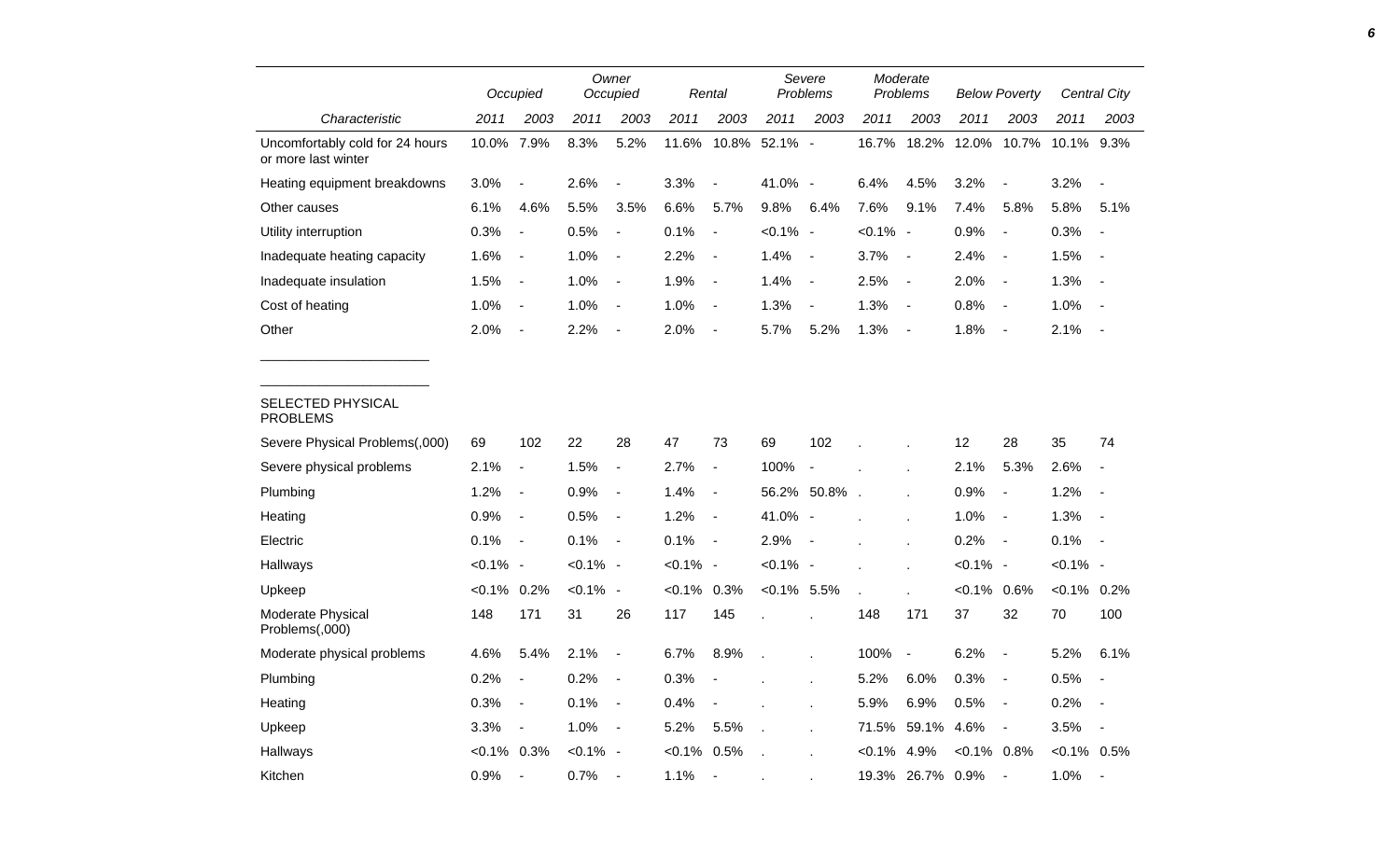| Characteristic | Occupied | | Owner Occupied | | Rental | | Severe Problems | | Moderate Problems | | Below Poverty | | Central City | |
|---|---|---|---|---|---|---|---|---|---|---|---|---|---|---|
| | 2011 | 2003 | 2011 | 2003 | 2011 | 2003 | 2011 | 2003 | 2011 | 2003 | 2011 | 2003 | 2011 | 2003 |
| Uncomfortably cold for 24 hours or more last winter | 10.0% | 7.9% | 8.3% | 5.2% | 11.6% | 10.8% | 52.1% | - | 16.7% | 18.2% | 12.0% | 10.7% | 10.1% | 9.3% |
| Heating equipment breakdowns | 3.0% | - | 2.6% | - | 3.3% | - | 41.0% | - | 6.4% | 4.5% | 3.2% | - | 3.2% | - |
| Other causes | 6.1% | 4.6% | 5.5% | 3.5% | 6.6% | 5.7% | 9.8% | 6.4% | 7.6% | 9.1% | 7.4% | 5.8% | 5.8% | 5.1% |
| Utility interruption | 0.3% | - | 0.5% | - | 0.1% | - | <0.1% | - | <0.1% | - | 0.9% | - | 0.3% | - |
| Inadequate heating capacity | 1.6% | - | 1.0% | - | 2.2% | - | 1.4% | - | 3.7% | - | 2.4% | - | 1.5% | - |
| Inadequate insulation | 1.5% | - | 1.0% | - | 1.9% | - | 1.4% | - | 2.5% | - | 2.0% | - | 1.3% | - |
| Cost of heating | 1.0% | - | 1.0% | - | 1.0% | - | 1.3% | - | 1.3% | - | 0.8% | - | 1.0% | - |
| Other | 2.0% | - | 2.2% | - | 2.0% | - | 5.7% | 5.2% | 1.3% | - | 1.8% | - | 2.1% | - |
| SELECTED PHYSICAL PROBLEMS | | | | | | | | | | | | | | |
| Severe Physical Problems(,000) | 69 | 102 | 22 | 28 | 47 | 73 | 69 | 102 | . | . | 12 | 28 | 35 | 74 |
| Severe physical problems | 2.1% | - | 1.5% | - | 2.7% | - | 100% | - | . | . | 2.1% | 5.3% | 2.6% | - |
| Plumbing | 1.2% | - | 0.9% | - | 1.4% | - | 56.2% | 50.8% | . | . | 0.9% | - | 1.2% | - |
| Heating | 0.9% | - | 0.5% | - | 1.2% | - | 41.0% | - | . | . | 1.0% | - | 1.3% | - |
| Electric | 0.1% | - | 0.1% | - | 0.1% | - | 2.9% | - | . | . | 0.2% | - | 0.1% | - |
| Hallways | <0.1% | - | <0.1% | - | <0.1% | - | <0.1% | - | . | . | <0.1% | - | <0.1% | - |
| Upkeep | <0.1% | 0.2% | <0.1% | - | <0.1% | 0.3% | <0.1% | 5.5% | . | . | <0.1% | 0.6% | <0.1% | 0.2% |
| Moderate Physical Problems(,000) | 148 | 171 | 31 | 26 | 117 | 145 | . | . | 148 | 171 | 37 | 32 | 70 | 100 |
| Moderate physical problems | 4.6% | 5.4% | 2.1% | - | 6.7% | 8.9% | . | . | 100% | - | 6.2% | - | 5.2% | 6.1% |
| Plumbing | 0.2% | - | 0.2% | - | 0.3% | - | . | . | 5.2% | 6.0% | 0.3% | - | 0.5% | - |
| Heating | 0.3% | - | 0.1% | - | 0.4% | - | . | . | 5.9% | 6.9% | 0.5% | - | 0.2% | - |
| Upkeep | 3.3% | - | 1.0% | - | 5.2% | 5.5% | . | . | 71.5% | 59.1% | 4.6% | - | 3.5% | - |
| Hallways | <0.1% | 0.3% | <0.1% | - | <0.1% | 0.5% | . | . | <0.1% | 4.9% | <0.1% | 0.8% | <0.1% | 0.5% |
| Kitchen | 0.9% | - | 0.7% | - | 1.1% | - | . | . | 19.3% | 26.7% | 0.9% | - | 1.0% | - |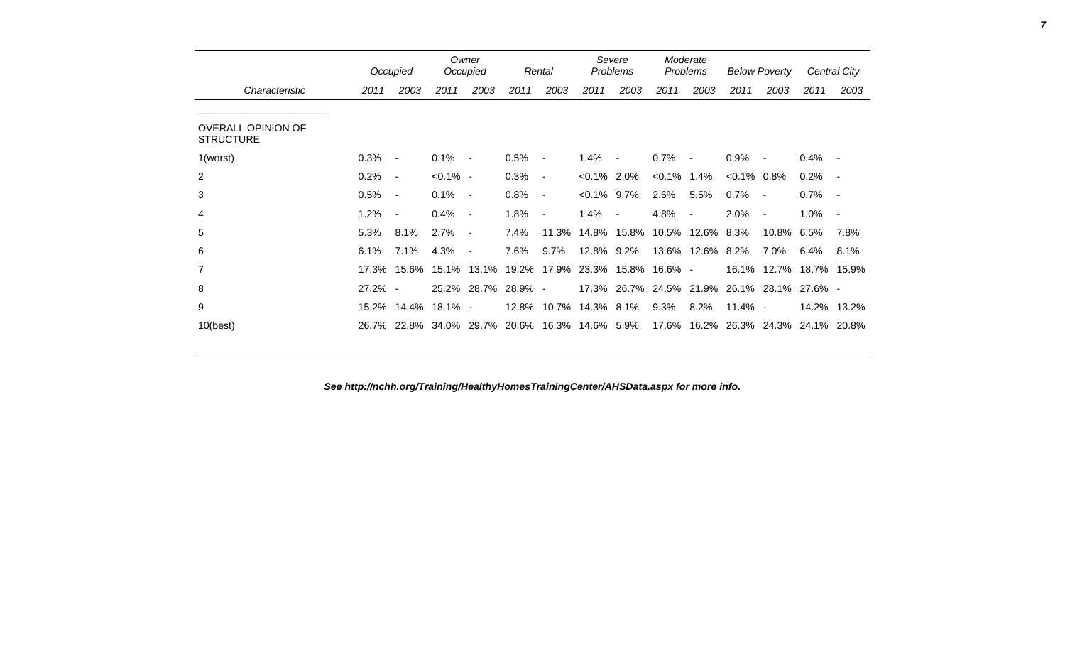| Characteristic | Occupied | | Owner Occupied | | Rental | | Severe Problems | | Moderate Problems | | Below Poverty | | Central City | |
|---|---|---|---|---|---|---|---|---|---|---|---|---|---|---|
| | 2011 | 2003 | 2011 | 2003 | 2011 | 2003 | 2011 | 2003 | 2011 | 2003 | 2011 | 2003 | 2011 | 2003 |
| OVERALL OPINION OF STRUCTURE | | | | | | | | | | | | | | |
| 1(worst) | 0.3% | - | 0.1% | - | 0.5% | - | 1.4% | - | 0.7% | - | 0.9% | - | 0.4% | - |
| 2 | 0.2% | - | <0.1% | - | 0.3% | - | <0.1% | 2.0% | <0.1% | 1.4% | <0.1% | 0.8% | 0.2% | - |
| 3 | 0.5% | - | 0.1% | - | 0.8% | - | <0.1% | 9.7% | 2.6% | 5.5% | 0.7% | - | 0.7% | - |
| 4 | 1.2% | - | 0.4% | - | 1.8% | - | 1.4% | - | 4.8% | - | 2.0% | - | 1.0% | - |
| 5 | 5.3% | 8.1% | 2.7% | - | 7.4% | 11.3% | 14.8% | 15.8% | 10.5% | 12.6% | 8.3% | 10.8% | 6.5% | 7.8% |
| 6 | 6.1% | 7.1% | 4.3% | - | 7.6% | 9.7% | 12.8% | 9.2% | 13.6% | 12.6% | 8.2% | 7.0% | 6.4% | 8.1% |
| 7 | 17.3% | 15.6% | 15.1% | 13.1% | 19.2% | 17.9% | 23.3% | 15.8% | 16.6% | - | 16.1% | 12.7% | 18.7% | 15.9% |
| 8 | 27.2% | - | 25.2% | 28.7% | 28.9% | - | 17.3% | 26.7% | 24.5% | 21.9% | 26.1% | 28.1% | 27.6% | - |
| 9 | 15.2% | 14.4% | 18.1% | - | 12.8% | 10.7% | 14.3% | 8.1% | 9.3% | 8.2% | 11.4% | - | 14.2% | 13.2% |
| 10(best) | 26.7% | 22.8% | 34.0% | 29.7% | 20.6% | 16.3% | 14.6% | 5.9% | 17.6% | 16.2% | 26.3% | 24.3% | 24.1% | 20.8% |

***See http://nchh.org/Training/HealthyHomesTrainingCenter/AHSData.aspx for more info.***